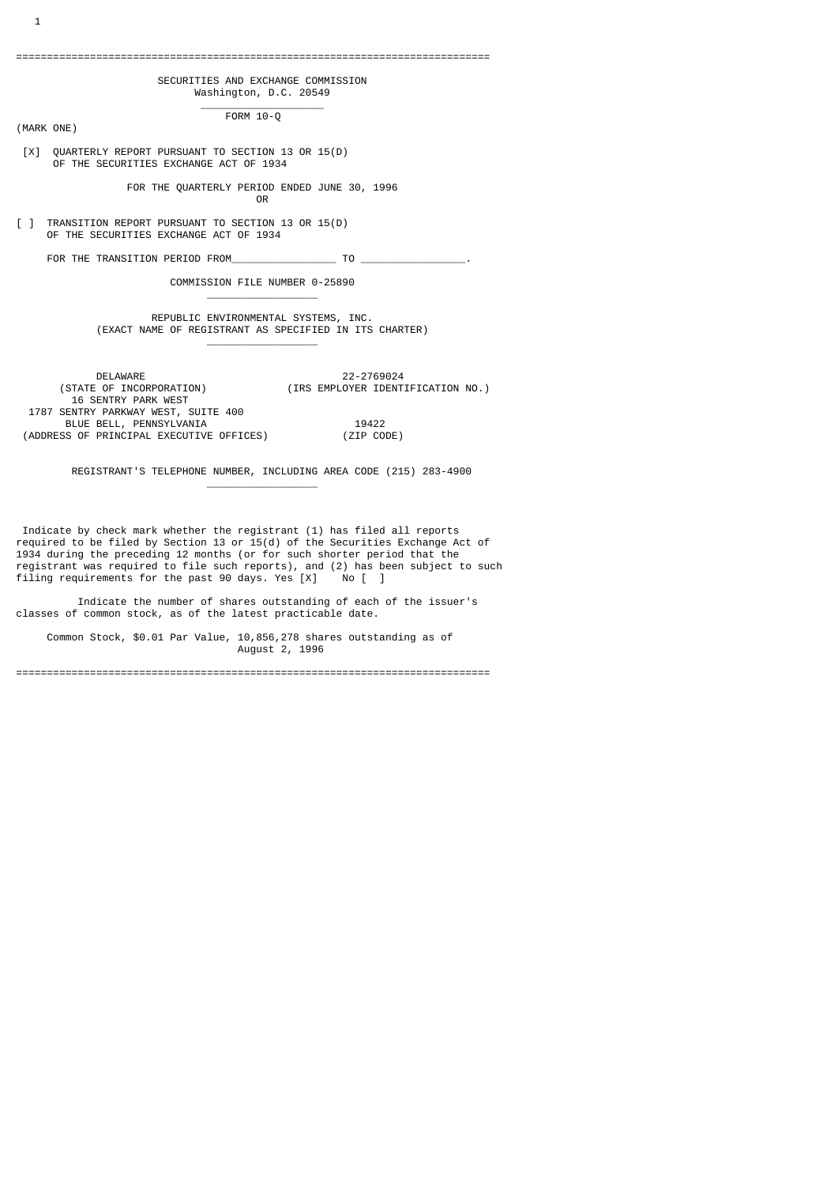# SECURITIES AND EXCHANGE COMMISSION

Washington, D.C. 20549

## FORM 10-Q

(MARK ONE)

[X] QUARTERLY REPORT PURSUANT TO SECTION 13 OR 15(D) OF THE SECURITIES EXCHANGE ACT OF 1934

FOR THE QUARTERLY PERIOD ENDED JUNE 30, 1996

OR

[ ] TRANSITION REPORT PURSUANT TO SECTION 13 OR 15(D) OF THE SECURITIES EXCHANGE ACT OF 1934

FOR THE TRANSITION PERIOD FROM________________ TO ________________.

COMMISSION FILE NUMBER 0-25890

**REPUBLIC ENVIRONMENTAL SYSTEMS, INC.**

(EXACT NAME OF REGISTRANT AS SPECIFIED IN ITS CHARTER)

| | |
|---|---|
| DELAWARE | 22-2769024 |
| (STATE OF INCORPORATION) | (IRS EMPLOYER IDENTIFICATION NO.) |
| 16 SENTRY PARK WEST<br>1787 SENTRY PARKWAY WEST, SUITE 400<br>BLUE BELL, PENNSYLVANIA | 19422 |
| (ADDRESS OF PRINCIPAL EXECUTIVE OFFICES) | (ZIP CODE) |

REGISTRANT'S TELEPHONE NUMBER, INCLUDING AREA CODE (215) 283-4900

Indicate by check mark whether the registrant (1) has filed all reports required to be filed by Section 13 or 15(d) of the Securities Exchange Act of 1934 during the preceding 12 months (or for such shorter period that the registrant was required to file such reports), and (2) has been subject to such filing requirements for the past 90 days. Yes [X] No [ ]

Indicate the number of shares outstanding of each of the issuer's classes of common stock, as of the latest practicable date.

Common Stock, $0.01 Par Value, 10,856,278 shares outstanding as of August 2, 1996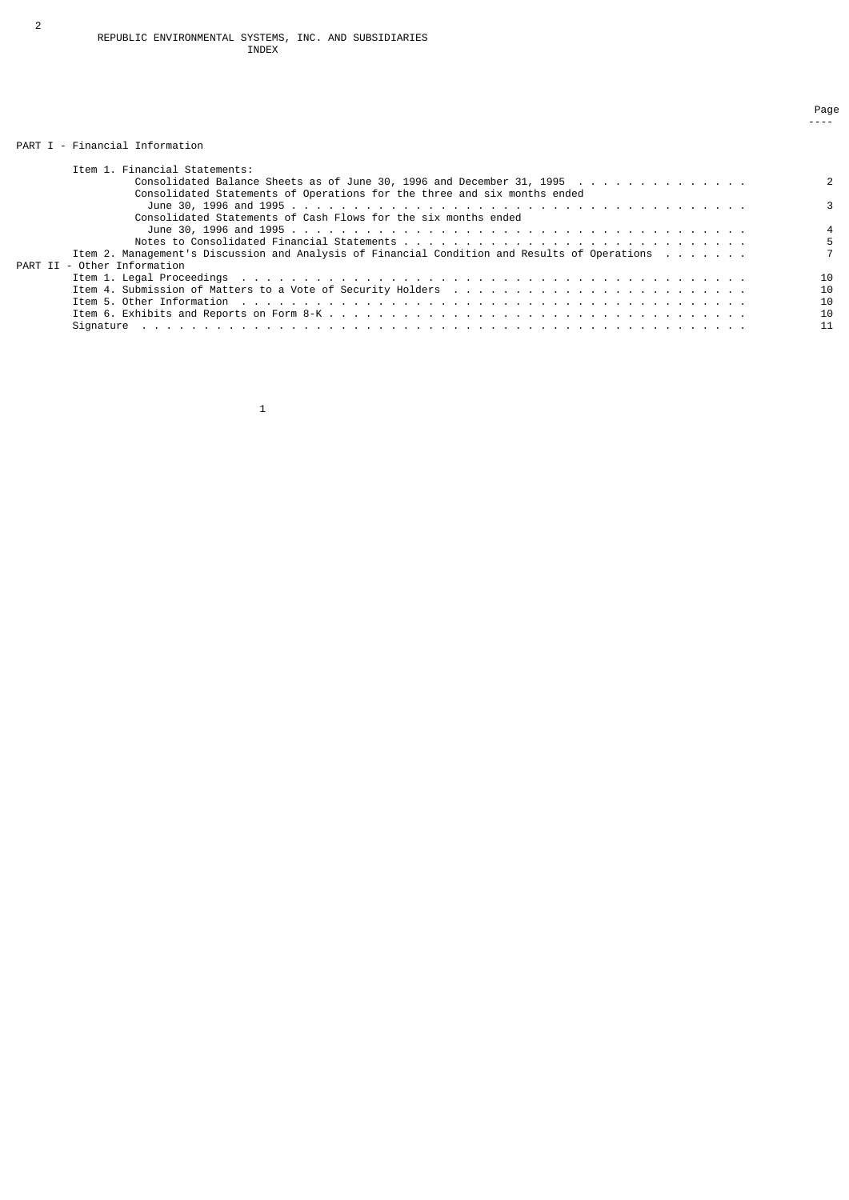REPUBLIC ENVIRONMENTAL SYSTEMS, INC. AND SUBSIDIARIES

INDEX

| | Page |
|---|---|
| **PART I - Financial Information** | |
| Item 1. Financial Statements: | |
| Consolidated Balance Sheets as of June 30, 1996 and December 31, 1995 | 2 |
| Consolidated Statements of Operations for the three and six months ended June 30, 1996 and 1995 | 3 |
| Consolidated Statements of Cash Flows for the six months ended June 30, 1996 and 1995 | 4 |
| Notes to Consolidated Financial Statements | 5 |
| Item 2. Management's Discussion and Analysis of Financial Condition and Results of Operations | 7 |
| **PART II - Other Information** | |
| Item 1. Legal Proceedings | 10 |
| Item 4. Submission of Matters to a Vote of Security Holders | 10 |
| Item 5. Other Information | 10 |
| Item 6. Exhibits and Reports on Form 8-K | 10 |
| Signature | 11 |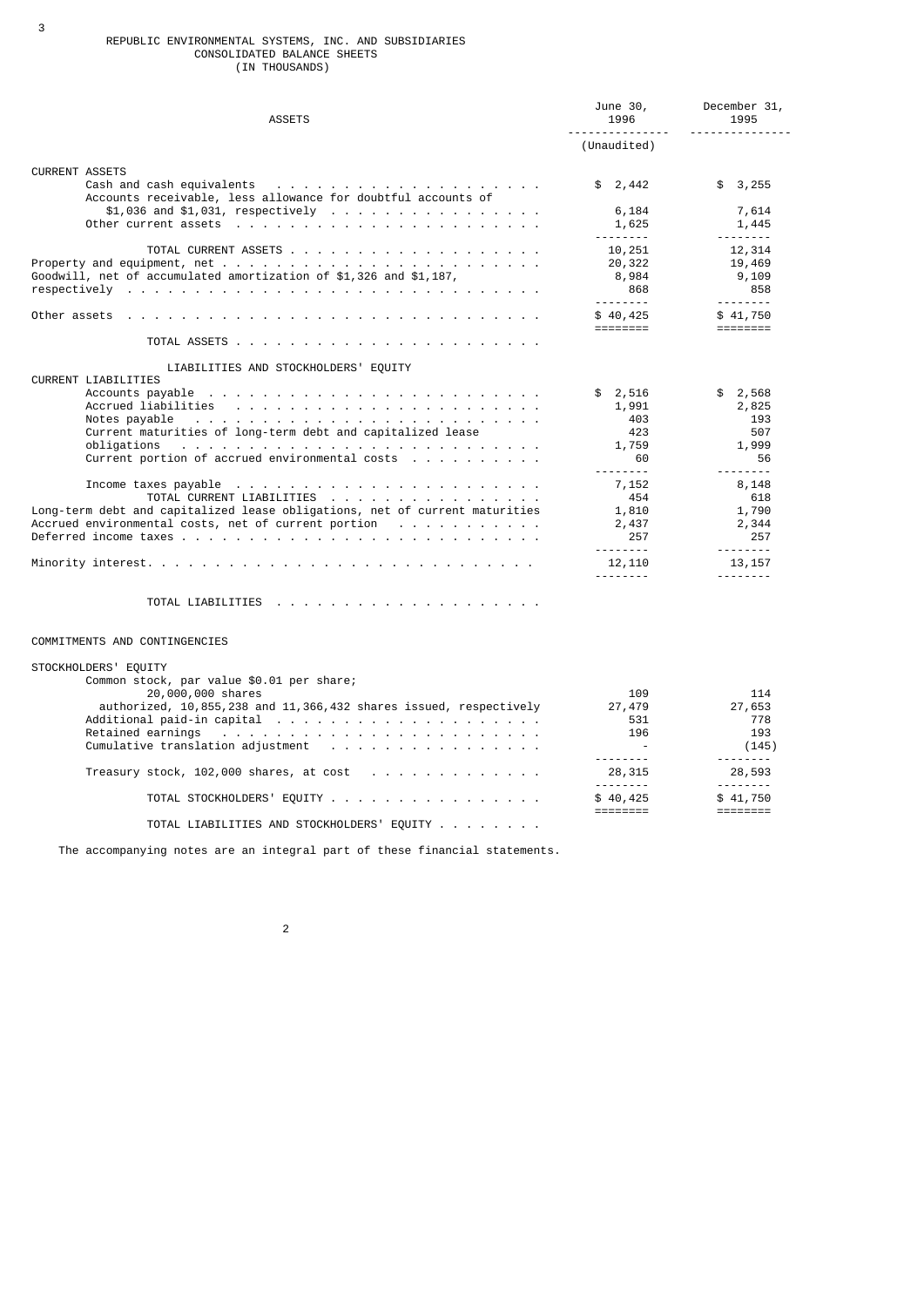REPUBLIC ENVIRONMENTAL SYSTEMS, INC. AND SUBSIDIARIES
CONSOLIDATED BALANCE SHEETS
(IN THOUSANDS)

| ASSETS | June 30, 1996 | December 31, 1995 |
|---|---|---|
| | (Unaudited) | |
| CURRENT ASSETS | | |
| Cash and cash equivalents | $ 2,442 | $ 3,255 |
| Accounts receivable, less allowance for doubtful accounts of | | |
| $1,036 and $1,031, respectively | 6,184 | 7,614 |
| Other current assets | 1,625 | 1,445 |
| TOTAL CURRENT ASSETS | 10,251 | 12,314 |
| Property and equipment, net | 20,322 | 19,469 |
| Goodwill, net of accumulated amortization of $1,326 and $1,187, | 8,984 | 9,109 |
| respectively | 868 | 858 |
| Other assets | $ 40,425 | $ 41,750 |
| TOTAL ASSETS | | |
| LIABILITIES AND STOCKHOLDERS' EQUITY | | |
| CURRENT LIABILITIES | | |
| Accounts payable | $ 2,516 | $ 2,568 |
| Accrued liabilities | 1,991 | 2,825 |
| Notes payable | 403 | 193 |
| Current maturities of long-term debt and capitalized lease | 423 | 507 |
| obligations | 1,759 | 1,999 |
| Current portion of accrued environmental costs | 60 | 56 |
| Income taxes payable | 7,152 | 8,148 |
| TOTAL CURRENT LIABILITIES | 454 | 618 |
| Long-term debt and capitalized lease obligations, net of current maturities | 1,810 | 1,790 |
| Accrued environmental costs, net of current portion | 2,437 | 2,344 |
| Deferred income taxes | 257 | 257 |
| Minority interest | 12,110 | 13,157 |
| TOTAL LIABILITIES | | |
| COMMITMENTS AND CONTINGENCIES | | |
| STOCKHOLDERS' EQUITY | | |
| Common stock, par value $0.01 per share; | | |
| 20,000,000 shares | 109 | 114 |
| authorized, 10,855,238 and 11,366,432 shares issued, respectively | 27,479 | 27,653 |
| Additional paid-in capital | 531 | 778 |
| Retained earnings | 196 | 193 |
| Cumulative translation adjustment | - | (145) |
| Treasury stock, 102,000 shares, at cost | 28,315 | 28,593 |
| TOTAL STOCKHOLDERS' EQUITY | $ 40,425 | $ 41,750 |
| TOTAL LIABILITIES AND STOCKHOLDERS' EQUITY | | |

The accompanying notes are an integral part of these financial statements.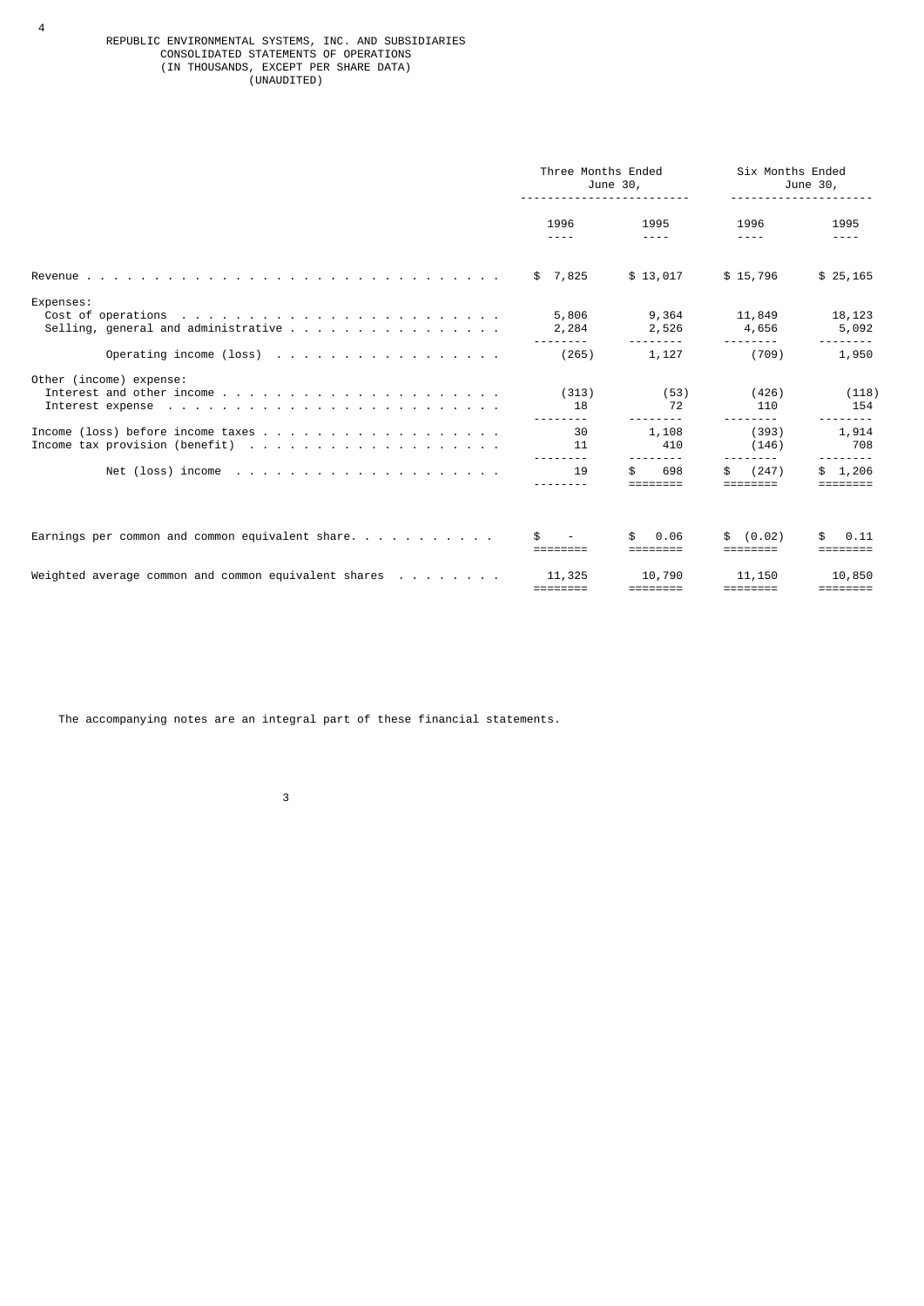REPUBLIC ENVIRONMENTAL SYSTEMS, INC. AND SUBSIDIARIES
CONSOLIDATED STATEMENTS OF OPERATIONS
(IN THOUSANDS, EXCEPT PER SHARE DATA)
(UNAUDITED)

| | Three Months Ended June 30, | | Six Months Ended June 30, | |
|---|---|---|---|---|
| | 1996 | 1995 | 1996 | 1995 |
| Revenue | $ 7,825 | $ 13,017 | $ 15,796 | $ 25,165 |
| Expenses: | | | | |
| Cost of operations | 5,806 | 9,364 | 11,849 | 18,123 |
| Selling, general and administrative | 2,284 | 2,526 | 4,656 | 5,092 |
| Operating income (loss) | (265) | 1,127 | (709) | 1,950 |
| Other (income) expense: | | | | |
| Interest and other income | (313) | (53) | (426) | (118) |
| Interest expense | 18 | 72 | 110 | 154 |
| Income (loss) before income taxes | 30 | 1,108 | (393) | 1,914 |
| Income tax provision (benefit) | 11 | 410 | (146) | 708 |
| Net (loss) income | 19 | $ 698 | $ (247) | $ 1,206 |
| Earnings per common and common equivalent share | $ - | $ 0.06 | $ (0.02) | $ 0.11 |
| Weighted average common and common equivalent shares | 11,325 | 10,790 | 11,150 | 10,850 |

The accompanying notes are an integral part of these financial statements.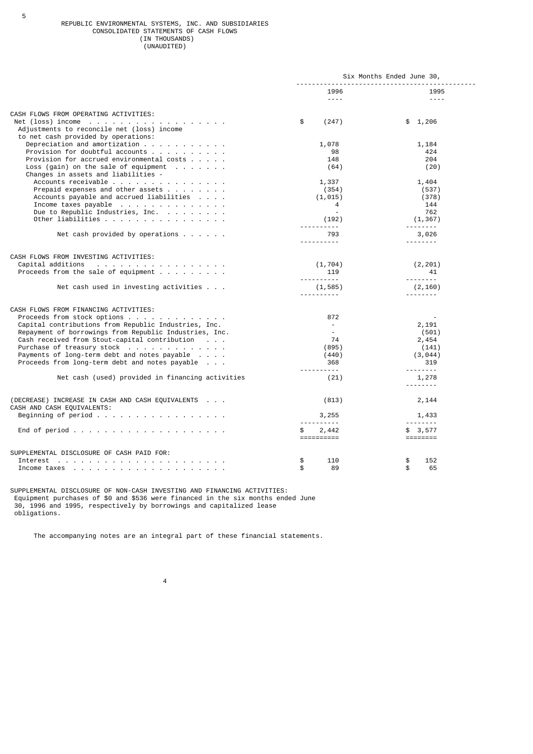# REPUBLIC ENVIRONMENTAL SYSTEMS, INC. AND SUBSIDIARIES
## CONSOLIDATED STATEMENTS OF CASH FLOWS
(IN THOUSANDS)
(UNAUDITED)

| | Six Months Ended June 30, | |
|---|---|---|
| | 1996 | 1995 |
| **CASH FLOWS FROM OPERATING ACTIVITIES:** | | |
| Net (loss) income | $ (247) | $ 1,206 |
| Adjustments to reconcile net (loss) income to net cash provided by operations: | | |
| Depreciation and amortization | 1,078 | 1,184 |
| Provision for doubtful accounts | 98 | 424 |
| Provision for accrued environmental costs | 148 | 204 |
| Loss (gain) on the sale of equipment | (64) | (20) |
| Changes in assets and liabilities - | | |
| Accounts receivable | 1,337 | 1,404 |
| Prepaid expenses and other assets | (354) | (537) |
| Accounts payable and accrued liabilities | (1,015) | (378) |
| Income taxes payable | 4 | 144 |
| Due to Republic Industries, Inc. | - | 762 |
| Other liabilities | (192) | (1,367) |
| Net cash provided by operations | 793 | 3,026 |
| **CASH FLOWS FROM INVESTING ACTIVITIES:** | | |
| Capital additions | (1,704) | (2,201) |
| Proceeds from the sale of equipment | 119 | 41 |
| Net cash used in investing activities | (1,585) | (2,160) |
| **CASH FLOWS FROM FINANCING ACTIVITIES:** | | |
| Proceeds from stock options | 872 | - |
| Capital contributions from Republic Industries, Inc. | - | 2,191 |
| Repayment of borrowings from Republic Industries, Inc. | - | (501) |
| Cash received from Stout-capital contribution | 74 | 2,454 |
| Purchase of treasury stock | (895) | (141) |
| Payments of long-term debt and notes payable | (440) | (3,044) |
| Proceeds from long-term debt and notes payable | 368 | 319 |
| Net cash (used) provided in financing activities | (21) | 1,278 |
| (DECREASE) INCREASE IN CASH AND CASH EQUIVALENTS | (813) | 2,144 |
| CASH AND CASH EQUIVALENTS: | | |
| Beginning of period | 3,255 | 1,433 |
| End of period | $ 2,442 | $ 3,577 |
| **SUPPLEMENTAL DISCLOSURE OF CASH PAID FOR:** | | |
| Interest | $ 110 | $ 152 |
| Income taxes | $ 89 | $ 65 |

SUPPLEMENTAL DISCLOSURE OF NON-CASH INVESTING AND FINANCING ACTIVITIES:
Equipment purchases of $0 and $536 were financed in the six months ended June 30, 1996 and 1995, respectively by borrowings and capitalized lease obligations.

The accompanying notes are an integral part of these financial statements.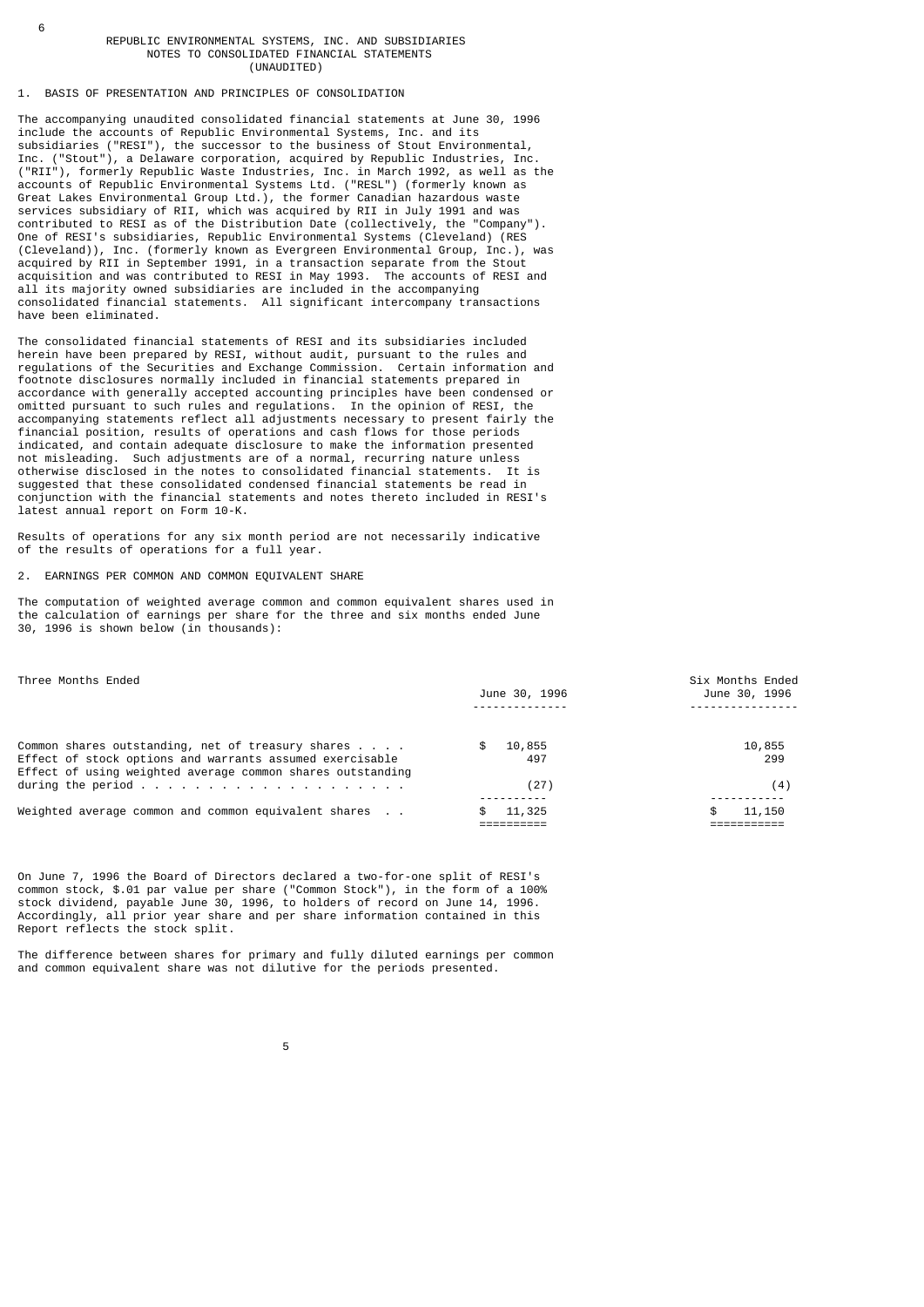REPUBLIC ENVIRONMENTAL SYSTEMS, INC. AND SUBSIDIARIES
NOTES TO CONSOLIDATED FINANCIAL STATEMENTS
(UNAUDITED)

## 1. BASIS OF PRESENTATION AND PRINCIPLES OF CONSOLIDATION

The accompanying unaudited consolidated financial statements at June 30, 1996 include the accounts of Republic Environmental Systems, Inc. and its subsidiaries ("RESI"), the successor to the business of Stout Environmental, Inc. ("Stout"), a Delaware corporation, acquired by Republic Industries, Inc. ("RII"), formerly Republic Waste Industries, Inc. in March 1992, as well as the accounts of Republic Environmental Systems Ltd. ("RESL") (formerly known as Great Lakes Environmental Group Ltd.), the former Canadian hazardous waste services subsidiary of RII, which was acquired by RII in July 1991 and was contributed to RESI as of the Distribution Date (collectively, the "Company"). One of RESI's subsidiaries, Republic Environmental Systems (Cleveland) (RES (Cleveland)), Inc. (formerly known as Evergreen Environmental Group, Inc.), was acquired by RII in September 1991, in a transaction separate from the Stout acquisition and was contributed to RESI in May 1993. The accounts of RESI and all its majority owned subsidiaries are included in the accompanying consolidated financial statements. All significant intercompany transactions have been eliminated.

The consolidated financial statements of RESI and its subsidiaries included herein have been prepared by RESI, without audit, pursuant to the rules and regulations of the Securities and Exchange Commission. Certain information and footnote disclosures normally included in financial statements prepared in accordance with generally accepted accounting principles have been condensed or omitted pursuant to such rules and regulations. In the opinion of RESI, the accompanying statements reflect all adjustments necessary to present fairly the financial position, results of operations and cash flows for those periods indicated, and contain adequate disclosure to make the information presented not misleading. Such adjustments are of a normal, recurring nature unless otherwise disclosed in the notes to consolidated financial statements. It is suggested that these consolidated condensed financial statements be read in conjunction with the financial statements and notes thereto included in RESI's latest annual report on Form 10-K.

Results of operations for any six month period are not necessarily indicative of the results of operations for a full year.

## 2. EARNINGS PER COMMON AND COMMON EQUIVALENT SHARE

The computation of weighted average common and common equivalent shares used in the calculation of earnings per share for the three and six months ended June 30, 1996 is shown below (in thousands):

| Three Months Ended | June 30, 1996 | Six Months Ended June 30, 1996 |
|---|---|---|
| Common shares outstanding, net of treasury shares | $ 10,855 | 10,855 |
| Effect of stock options and warrants assumed exercisable | 497 | 299 |
| Effect of using weighted average common shares outstanding during the period | (27) | (4) |
| Weighted average common and common equivalent shares | $ 11,325 | $ 11,150 |

On June 7, 1996 the Board of Directors declared a two-for-one split of RESI's common stock, $.01 par value per share ("Common Stock"), in the form of a 100% stock dividend, payable June 30, 1996, to holders of record on June 14, 1996. Accordingly, all prior year share and per share information contained in this Report reflects the stock split.

The difference between shares for primary and fully diluted earnings per common and common equivalent share was not dilutive for the periods presented.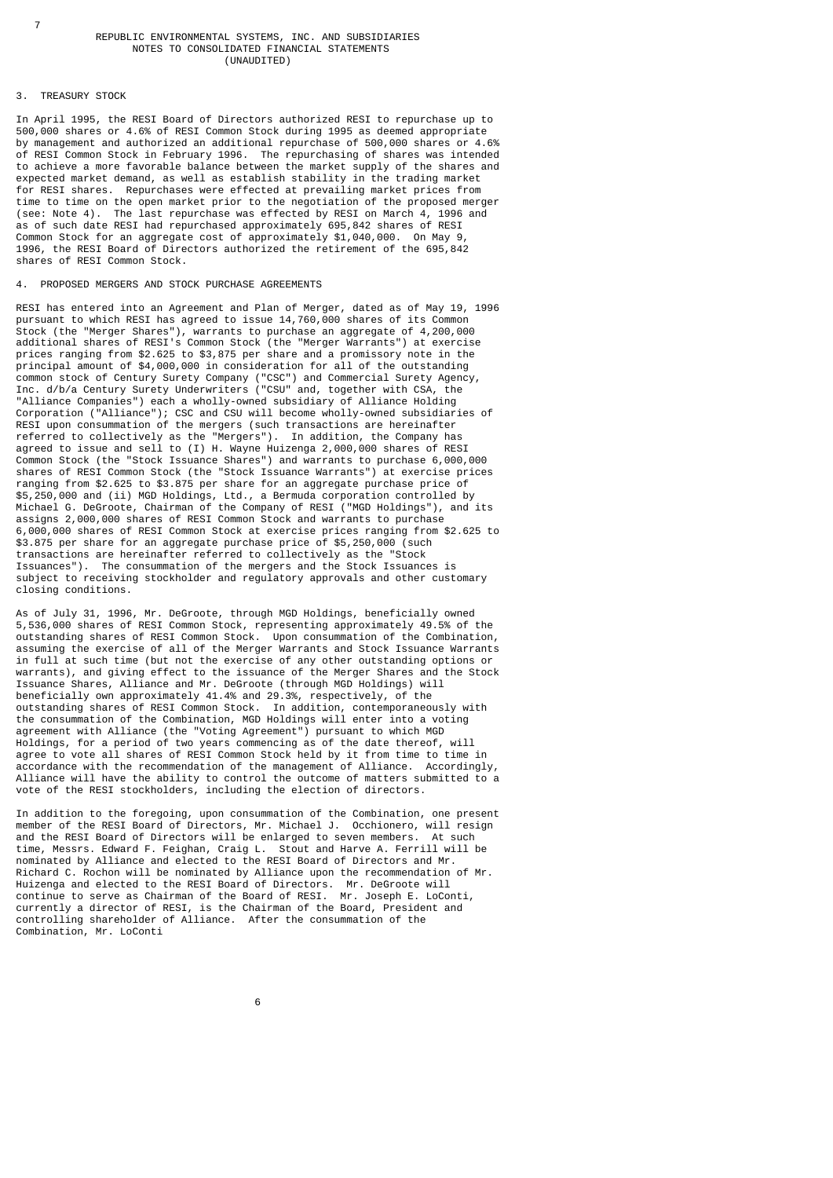REPUBLIC ENVIRONMENTAL SYSTEMS, INC. AND SUBSIDIARIES
NOTES TO CONSOLIDATED FINANCIAL STATEMENTS
(UNAUDITED)

## 3. TREASURY STOCK

In April 1995, the RESI Board of Directors authorized RESI to repurchase up to 500,000 shares or 4.6% of RESI Common Stock during 1995 as deemed appropriate by management and authorized an additional repurchase of 500,000 shares or 4.6% of RESI Common Stock in February 1996. The repurchasing of shares was intended to achieve a more favorable balance between the market supply of the shares and expected market demand, as well as establish stability in the trading market for RESI shares. Repurchases were effected at prevailing market prices from time to time on the open market prior to the negotiation of the proposed merger (see: Note 4). The last repurchase was effected by RESI on March 4, 1996 and as of such date RESI had repurchased approximately 695,842 shares of RESI Common Stock for an aggregate cost of approximately $1,040,000. On May 9, 1996, the RESI Board of Directors authorized the retirement of the 695,842 shares of RESI Common Stock.

## 4. PROPOSED MERGERS AND STOCK PURCHASE AGREEMENTS

RESI has entered into an Agreement and Plan of Merger, dated as of May 19, 1996 pursuant to which RESI has agreed to issue 14,760,000 shares of its Common Stock (the "Merger Shares"), warrants to purchase an aggregate of 4,200,000 additional shares of RESI's Common Stock (the "Merger Warrants") at exercise prices ranging from $2.625 to $3,875 per share and a promissory note in the principal amount of $4,000,000 in consideration for all of the outstanding common stock of Century Surety Company ("CSC") and Commercial Surety Agency, Inc. d/b/a Century Surety Underwriters ("CSU" and, together with CSA, the "Alliance Companies") each a wholly-owned subsidiary of Alliance Holding Corporation ("Alliance"); CSC and CSU will become wholly-owned subsidiaries of RESI upon consummation of the mergers (such transactions are hereinafter referred to collectively as the "Mergers"). In addition, the Company has agreed to issue and sell to (I) H. Wayne Huizenga 2,000,000 shares of RESI Common Stock (the "Stock Issuance Shares") and warrants to purchase 6,000,000 shares of RESI Common Stock (the "Stock Issuance Warrants") at exercise prices ranging from $2.625 to $3.875 per share for an aggregate purchase price of $5,250,000 and (ii) MGD Holdings, Ltd., a Bermuda corporation controlled by Michael G. DeGroote, Chairman of the Company of RESI ("MGD Holdings"), and its assigns 2,000,000 shares of RESI Common Stock and warrants to purchase 6,000,000 shares of RESI Common Stock at exercise prices ranging from $2.625 to $3.875 per share for an aggregate purchase price of $5,250,000 (such transactions are hereinafter referred to collectively as the "Stock Issuances"). The consummation of the mergers and the Stock Issuances is subject to receiving stockholder and regulatory approvals and other customary closing conditions.

As of July 31, 1996, Mr. DeGroote, through MGD Holdings, beneficially owned 5,536,000 shares of RESI Common Stock, representing approximately 49.5% of the outstanding shares of RESI Common Stock. Upon consummation of the Combination, assuming the exercise of all of the Merger Warrants and Stock Issuance Warrants in full at such time (but not the exercise of any other outstanding options or warrants), and giving effect to the issuance of the Merger Shares and the Stock Issuance Shares, Alliance and Mr. DeGroote (through MGD Holdings) will beneficially own approximately 41.4% and 29.3%, respectively, of the outstanding shares of RESI Common Stock. In addition, contemporaneously with the consummation of the Combination, MGD Holdings will enter into a voting agreement with Alliance (the "Voting Agreement") pursuant to which MGD Holdings, for a period of two years commencing as of the date thereof, will agree to vote all shares of RESI Common Stock held by it from time to time in accordance with the recommendation of the management of Alliance. Accordingly, Alliance will have the ability to control the outcome of matters submitted to a vote of the RESI stockholders, including the election of directors.

In addition to the foregoing, upon consummation of the Combination, one present member of the RESI Board of Directors, Mr. Michael J. Occhionero, will resign and the RESI Board of Directors will be enlarged to seven members. At such time, Messrs. Edward F. Feighan, Craig L. Stout and Harve A. Ferrill will be nominated by Alliance and elected to the RESI Board of Directors and Mr. Richard C. Rochon will be nominated by Alliance upon the recommendation of Mr. Huizenga and elected to the RESI Board of Directors. Mr. DeGroote will continue to serve as Chairman of the Board of RESI. Mr. Joseph E. LoConti, currently a director of RESI, is the Chairman of the Board, President and controlling shareholder of Alliance. After the consummation of the Combination, Mr. LoConti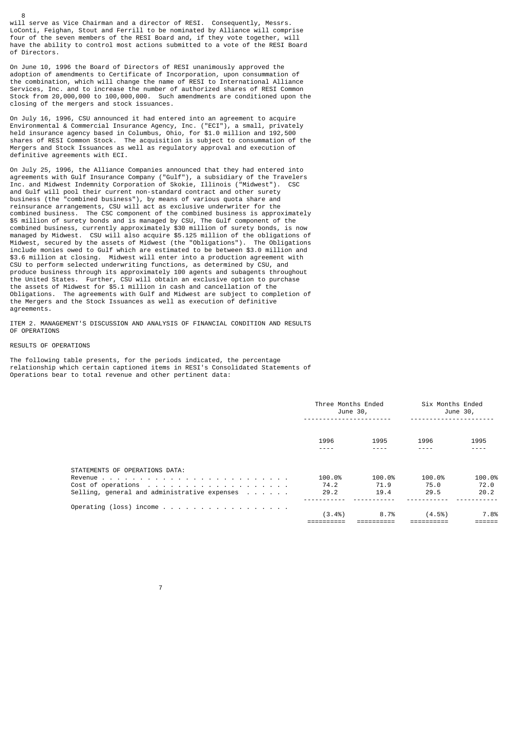will serve as Vice Chairman and a director of RESI. Consequently, Messrs. LoConti, Feighan, Stout and Ferrill to be nominated by Alliance will comprise four of the seven members of the RESI Board and, if they vote together, will have the ability to control most actions submitted to a vote of the RESI Board of Directors.

On June 10, 1996 the Board of Directors of RESI unanimously approved the adoption of amendments to Certificate of Incorporation, upon consummation of the combination, which will change the name of RESI to International Alliance Services, Inc. and to increase the number of authorized shares of RESI Common Stock from 20,000,000 to 100,000,000. Such amendments are conditioned upon the closing of the mergers and stock issuances.

On July 16, 1996, CSU announced it had entered into an agreement to acquire Environmental & Commercial Insurance Agency, Inc. ("ECI"), a small, privately held insurance agency based in Columbus, Ohio, for $1.0 million and 192,500 shares of RESI Common Stock. The acquisition is subject to consummation of the Mergers and Stock Issuances as well as regulatory approval and execution of definitive agreements with ECI.

On July 25, 1996, the Alliance Companies announced that they had entered into agreements with Gulf Insurance Company ("Gulf"), a subsidiary of the Travelers Inc. and Midwest Indemnity Corporation of Skokie, Illinois ("Midwest"). CSC and Gulf will pool their current non-standard contract and other surety business (the "combined business"), by means of various quota share and reinsurance arrangements, CSU will act as exclusive underwriter for the combined business. The CSC component of the combined business is approximately $5 million of surety bonds and is managed by CSU, The Gulf component of the combined business, currently approximately $30 million of surety bonds, is now managed by Midwest. CSU will also acquire $5.125 million of the obligations of Midwest, secured by the assets of Midwest (the "Obligations"). The Obligations include monies owed to Gulf which are estimated to be between $3.0 million and $3.6 million at closing. Midwest will enter into a production agreement with CSU to perform selected underwriting functions, as determined by CSU, and produce business through its approximately 100 agents and subagents throughout the United States. Further, CSU will obtain an exclusive option to purchase the assets of Midwest for $5.1 million in cash and cancellation of the Obligations. The agreements with Gulf and Midwest are subject to completion of the Mergers and the Stock Issuances as well as execution of definitive agreements.

## ITEM 2. MANAGEMENT'S DISCUSSION AND ANALYSIS OF FINANCIAL CONDITION AND RESULTS OF OPERATIONS

### RESULTS OF OPERATIONS

The following table presents, for the periods indicated, the percentage relationship which certain captioned items in RESI's Consolidated Statements of Operations bear to total revenue and other pertinent data:

| | Three Months Ended June 30, | | Six Months Ended June 30, | |
|---|---|---|---|---|
| | 1996 | 1995 | 1996 | 1995 |
| STATEMENTS OF OPERATIONS DATA: | | | | |
| Revenue | 100.0% | 100.0% | 100.0% | 100.0% |
| Cost of operations | 74.2 | 71.9 | 75.0 | 72.0 |
| Selling, general and administrative expenses | 29.2 | 19.4 | 29.5 | 20.2 |
| Operating (loss) income | (3.4%) | 8.7% | (4.5%) | 7.8% |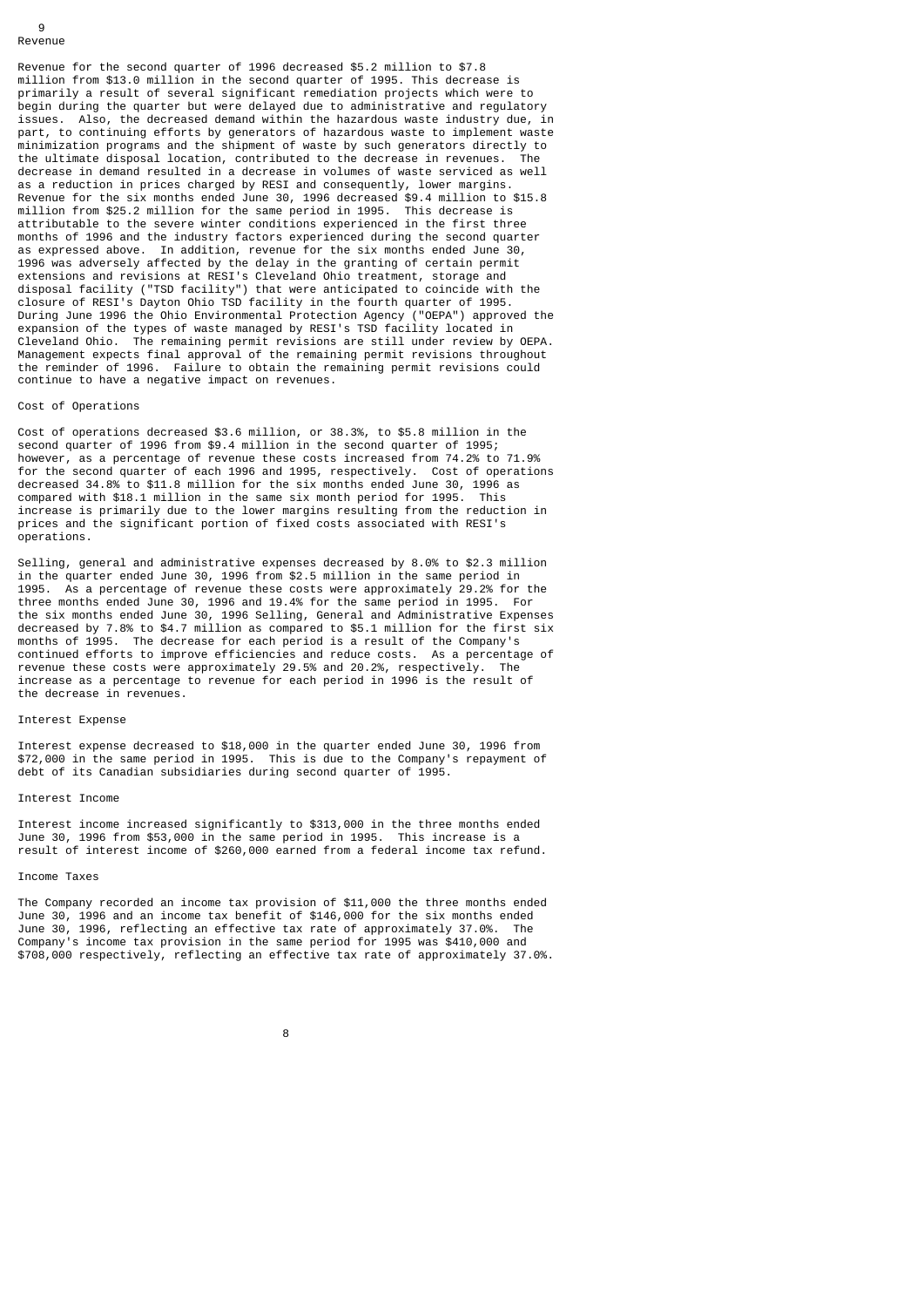## Revenue

Revenue for the second quarter of 1996 decreased $5.2 million to $7.8 million from $13.0 million in the second quarter of 1995. This decrease is primarily a result of several significant remediation projects which were to begin during the quarter but were delayed due to administrative and regulatory issues. Also, the decreased demand within the hazardous waste industry due, in part, to continuing efforts by generators of hazardous waste to implement waste minimization programs and the shipment of waste by such generators directly to the ultimate disposal location, contributed to the decrease in revenues. The decrease in demand resulted in a decrease in volumes of waste serviced as well as a reduction in prices charged by RESI and consequently, lower margins. Revenue for the six months ended June 30, 1996 decreased $9.4 million to $15.8 million from $25.2 million for the same period in 1995. This decrease is attributable to the severe winter conditions experienced in the first three months of 1996 and the industry factors experienced during the second quarter as expressed above. In addition, revenue for the six months ended June 30, 1996 was adversely affected by the delay in the granting of certain permit extensions and revisions at RESI's Cleveland Ohio treatment, storage and disposal facility ("TSD facility") that were anticipated to coincide with the closure of RESI's Dayton Ohio TSD facility in the fourth quarter of 1995. During June 1996 the Ohio Environmental Protection Agency ("OEPA") approved the expansion of the types of waste managed by RESI's TSD facility located in Cleveland Ohio. The remaining permit revisions are still under review by OEPA. Management expects final approval of the remaining permit revisions throughout the reminder of 1996. Failure to obtain the remaining permit revisions could continue to have a negative impact on revenues.

## Cost of Operations

Cost of operations decreased $3.6 million, or 38.3%, to $5.8 million in the second quarter of 1996 from $9.4 million in the second quarter of 1995; however, as a percentage of revenue these costs increased from 74.2% to 71.9% for the second quarter of each 1996 and 1995, respectively. Cost of operations decreased 34.8% to $11.8 million for the six months ended June 30, 1996 as compared with $18.1 million in the same six month period for 1995. This increase is primarily due to the lower margins resulting from the reduction in prices and the significant portion of fixed costs associated with RESI's operations.

Selling, general and administrative expenses decreased by 8.0% to $2.3 million in the quarter ended June 30, 1996 from $2.5 million in the same period in 1995. As a percentage of revenue these costs were approximately 29.2% for the three months ended June 30, 1996 and 19.4% for the same period in 1995. For the six months ended June 30, 1996 Selling, General and Administrative Expenses decreased by 7.8% to $4.7 million as compared to $5.1 million for the first six months of 1995. The decrease for each period is a result of the Company's continued efforts to improve efficiencies and reduce costs. As a percentage of revenue these costs were approximately 29.5% and 20.2%, respectively. The increase as a percentage to revenue for each period in 1996 is the result of the decrease in revenues.

## Interest Expense

Interest expense decreased to $18,000 in the quarter ended June 30, 1996 from $72,000 in the same period in 1995. This is due to the Company's repayment of debt of its Canadian subsidiaries during second quarter of 1995.

## Interest Income

Interest income increased significantly to $313,000 in the three months ended June 30, 1996 from $53,000 in the same period in 1995. This increase is a result of interest income of $260,000 earned from a federal income tax refund.

## Income Taxes

The Company recorded an income tax provision of $11,000 the three months ended June 30, 1996 and an income tax benefit of $146,000 for the six months ended June 30, 1996, reflecting an effective tax rate of approximately 37.0%. The Company's income tax provision in the same period for 1995 was $410,000 and $708,000 respectively, reflecting an effective tax rate of approximately 37.0%.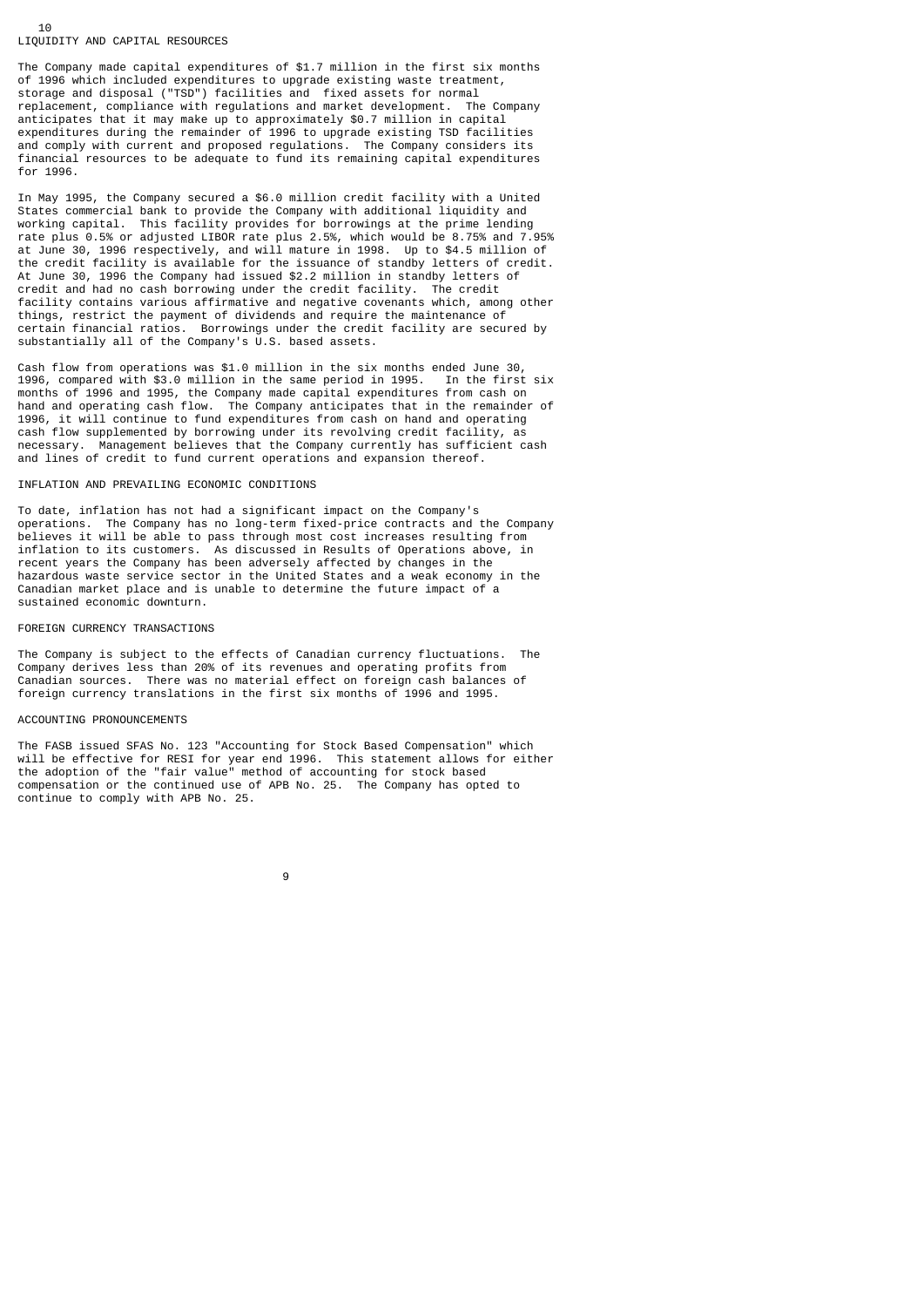## LIQUIDITY AND CAPITAL RESOURCES

The Company made capital expenditures of $1.7 million in the first six months of 1996 which included expenditures to upgrade existing waste treatment, storage and disposal ("TSD") facilities and fixed assets for normal replacement, compliance with regulations and market development. The Company anticipates that it may make up to approximately $0.7 million in capital expenditures during the remainder of 1996 to upgrade existing TSD facilities and comply with current and proposed regulations. The Company considers its financial resources to be adequate to fund its remaining capital expenditures for 1996.

In May 1995, the Company secured a $6.0 million credit facility with a United States commercial bank to provide the Company with additional liquidity and working capital. This facility provides for borrowings at the prime lending rate plus 0.5% or adjusted LIBOR rate plus 2.5%, which would be 8.75% and 7.95% at June 30, 1996 respectively, and will mature in 1998. Up to $4.5 million of the credit facility is available for the issuance of standby letters of credit. At June 30, 1996 the Company had issued $2.2 million in standby letters of credit and had no cash borrowing under the credit facility. The credit facility contains various affirmative and negative covenants which, among other things, restrict the payment of dividends and require the maintenance of certain financial ratios. Borrowings under the credit facility are secured by substantially all of the Company's U.S. based assets.

Cash flow from operations was $1.0 million in the six months ended June 30, 1996, compared with $3.0 million in the same period in 1995. In the first six months of 1996 and 1995, the Company made capital expenditures from cash on hand and operating cash flow. The Company anticipates that in the remainder of 1996, it will continue to fund expenditures from cash on hand and operating cash flow supplemented by borrowing under its revolving credit facility, as necessary. Management believes that the Company currently has sufficient cash and lines of credit to fund current operations and expansion thereof.

## INFLATION AND PREVAILING ECONOMIC CONDITIONS

To date, inflation has not had a significant impact on the Company's operations. The Company has no long-term fixed-price contracts and the Company believes it will be able to pass through most cost increases resulting from inflation to its customers. As discussed in Results of Operations above, in recent years the Company has been adversely affected by changes in the hazardous waste service sector in the United States and a weak economy in the Canadian market place and is unable to determine the future impact of a sustained economic downturn.

## FOREIGN CURRENCY TRANSACTIONS

The Company is subject to the effects of Canadian currency fluctuations. The Company derives less than 20% of its revenues and operating profits from Canadian sources. There was no material effect on foreign cash balances of foreign currency translations in the first six months of 1996 and 1995.

## ACCOUNTING PRONOUNCEMENTS

The FASB issued SFAS No. 123 "Accounting for Stock Based Compensation" which will be effective for RESI for year end 1996. This statement allows for either the adoption of the "fair value" method of accounting for stock based compensation or the continued use of APB No. 25. The Company has opted to continue to comply with APB No. 25.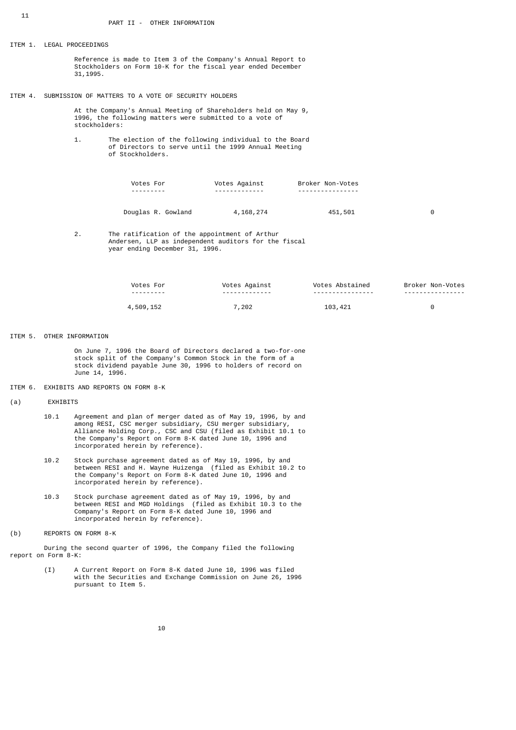# PART II - OTHER INFORMATION

## ITEM 1. LEGAL PROCEEDINGS

Reference is made to Item 3 of the Company's Annual Report to Stockholders on Form 10-K for the fiscal year ended December 31,1995.

## ITEM 4. SUBMISSION OF MATTERS TO A VOTE OF SECURITY HOLDERS

At the Company's Annual Meeting of Shareholders held on May 9, 1996, the following matters were submitted to a vote of stockholders:

1. The election of the following individual to the Board of Directors to serve until the 1999 Annual Meeting of Stockholders.

| | Votes For | Votes Against | Broker Non-Votes |
|---|---|---|---|
| Douglas R. Gowland | 4,168,274 | 451,501 | 0 |

2. The ratification of the appointment of Arthur Andersen, LLP as independent auditors for the fiscal year ending December 31, 1996.

| Votes For | Votes Against | Votes Abstained | Broker Non-Votes |
|---|---|---|---|
| 4,509,152 | 7,202 | 103,421 | 0 |

## ITEM 5. OTHER INFORMATION

On June 7, 1996 the Board of Directors declared a two-for-one stock split of the Company's Common Stock in the form of a stock dividend payable June 30, 1996 to holders of record on June 14, 1996.

## ITEM 6. EXHIBITS AND REPORTS ON FORM 8-K

(a) EXHIBITS

10.1 Agreement and plan of merger dated as of May 19, 1996, by and among RESI, CSC merger subsidiary, CSU merger subsidiary, Alliance Holding Corp., CSC and CSU (filed as Exhibit 10.1 to the Company's Report on Form 8-K dated June 10, 1996 and incorporated herein by reference).

10.2 Stock purchase agreement dated as of May 19, 1996, by and between RESI and H. Wayne Huizenga (filed as Exhibit 10.2 to the Company's Report on Form 8-K dated June 10, 1996 and incorporated herein by reference).

10.3 Stock purchase agreement dated as of May 19, 1996, by and between RESI and MGD Holdings (filed as Exhibit 10.3 to the Company's Report on Form 8-K dated June 10, 1996 and incorporated herein by reference).

(b) REPORTS ON FORM 8-K

During the second quarter of 1996, the Company filed the following report on Form 8-K:

(I) A Current Report on Form 8-K dated June 10, 1996 was filed with the Securities and Exchange Commission on June 26, 1996 pursuant to Item 5.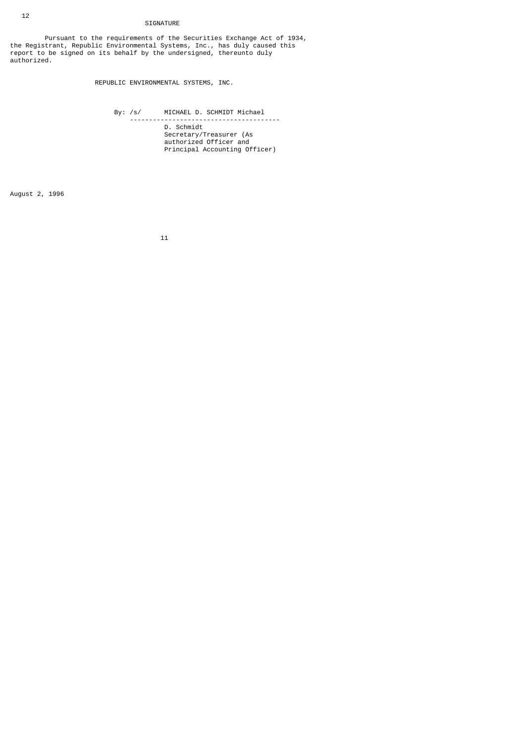## SIGNATURE

Pursuant to the requirements of the Securities Exchange Act of 1934, the Registrant, Republic Environmental Systems, Inc., has duly caused this report to be signed on its behalf by the undersigned, thereunto duly authorized.

REPUBLIC ENVIRONMENTAL SYSTEMS, INC.

By: /s/ MICHAEL D. SCHMIDT Michael D. Schmidt
Secretary/Treasurer (As authorized Officer and Principal Accounting Officer)

August 2, 1996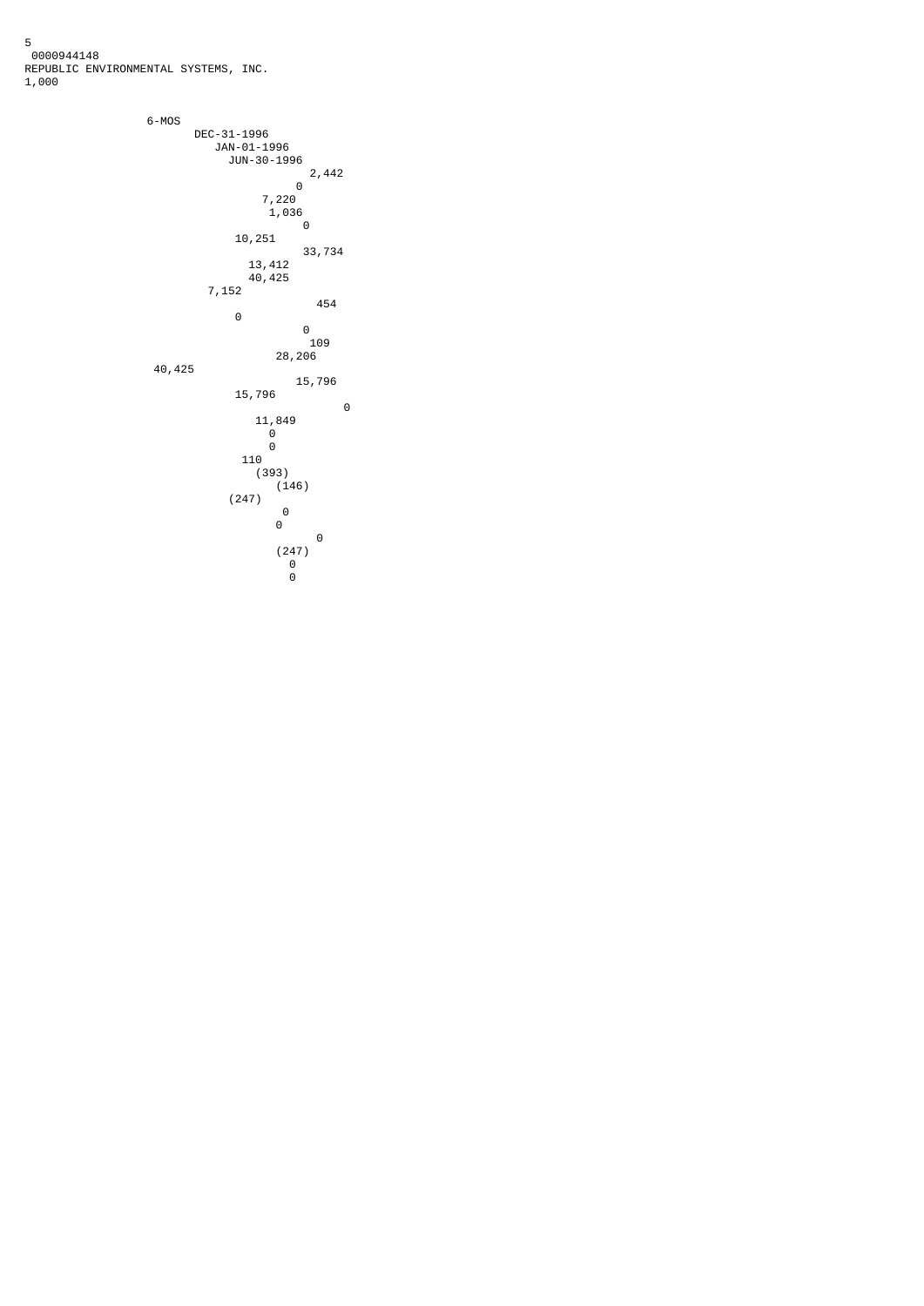5
0000944148
REPUBLIC ENVIRONMENTAL SYSTEMS, INC.
1,000

6-MOS
DEC-31-1996
JAN-01-1996
JUN-30-1996
2,442
0
7,220
1,036
0
10,251
33,734
13,412
40,425
7,152
454
0
0
109
28,206
40,425
15,796
15,796
0
11,849
0
0
110
(393)
(146)
(247)
0
0
0
(247)
0
0